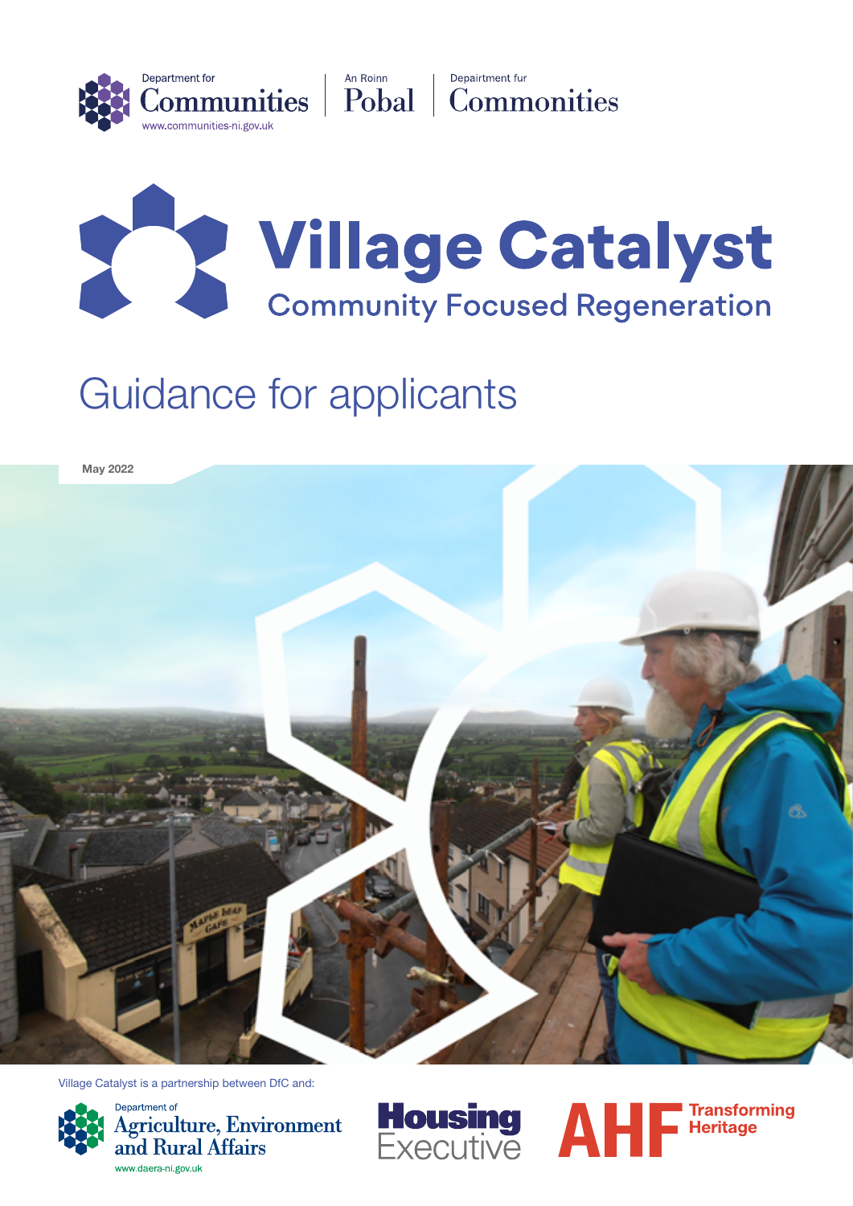Department for Communities | An Roinn Pobal | Depairtment fur Commonities

www.communities-ni.gov.uk

# Village Catalyst

## Community Focused Regeneration

# Guidance for applicants

**May 2022**

Village Catalyst is a partnership between DfC and:

Department of Agriculture, Environment and Rural Affairs
www.daera-ni.gov.uk

Housing Executive

AHF Transforming Heritage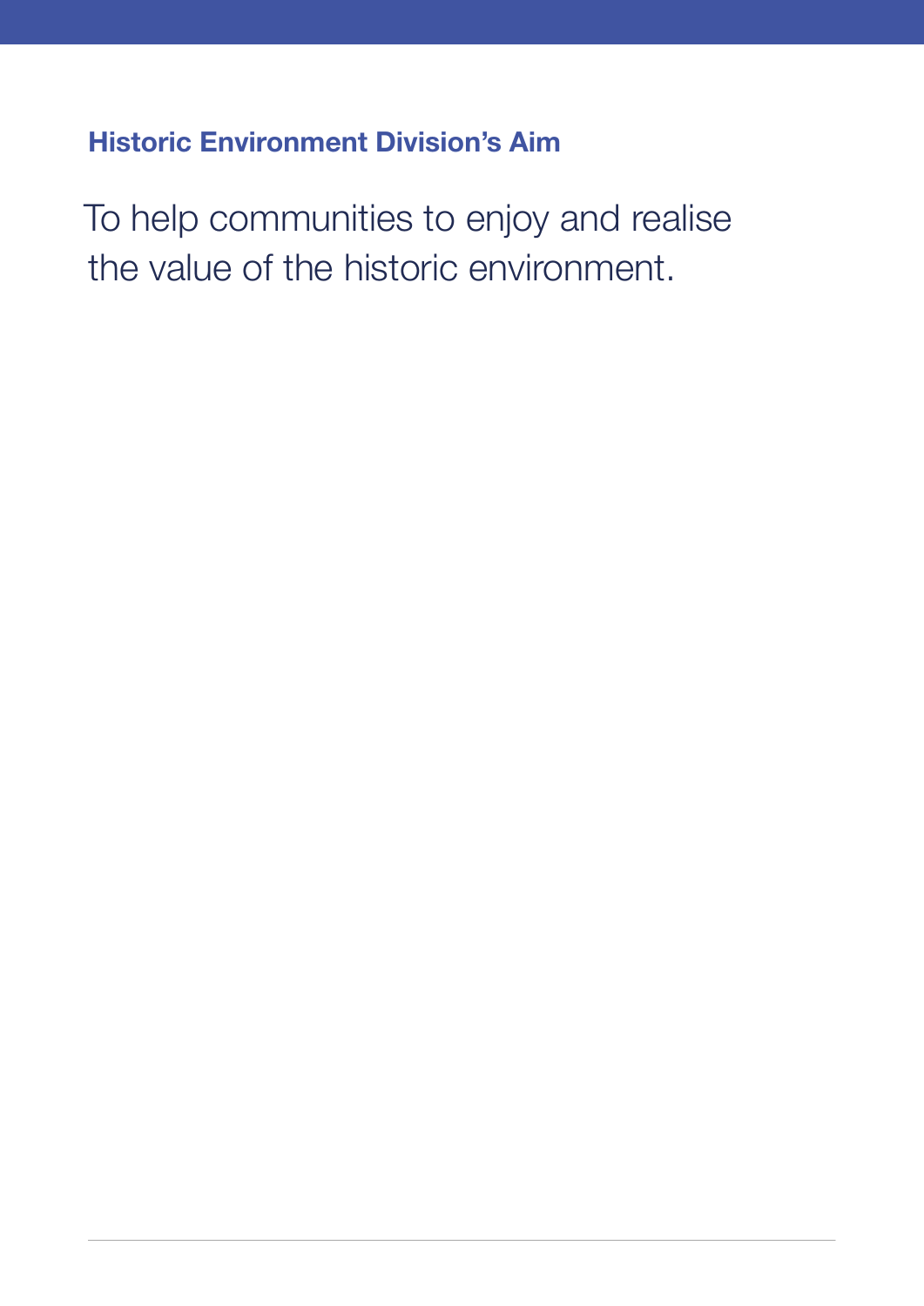## Historic Environment Division's Aim

To help communities to enjoy and realise the value of the historic environment.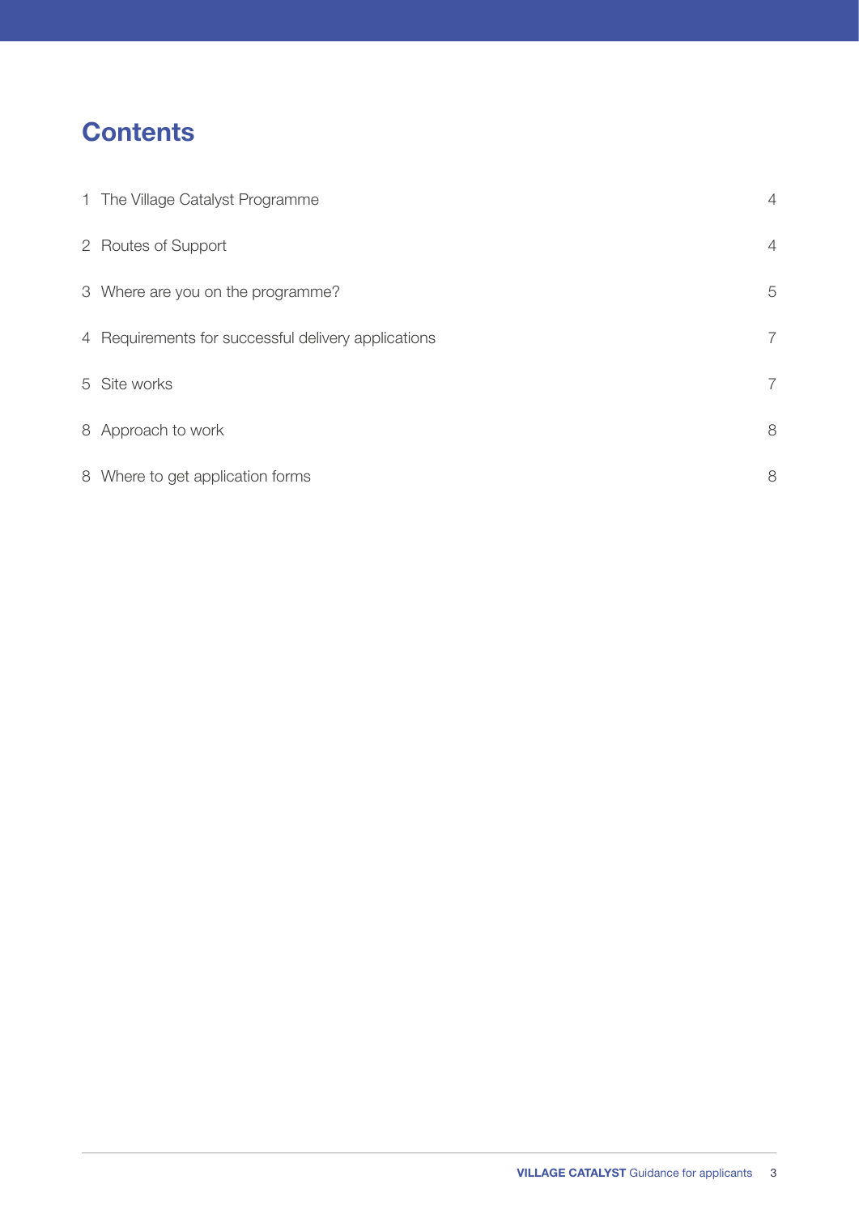# Contents

| | | |
|---|---|---|
| 1 | The Village Catalyst Programme | 4 |
| 2 | Routes of Support | 4 |
| 3 | Where are you on the programme? | 5 |
| 4 | Requirements for successful delivery applications | 7 |
| 5 | Site works | 7 |
| 8 | Approach to work | 8 |
| 8 | Where to get application forms | 8 |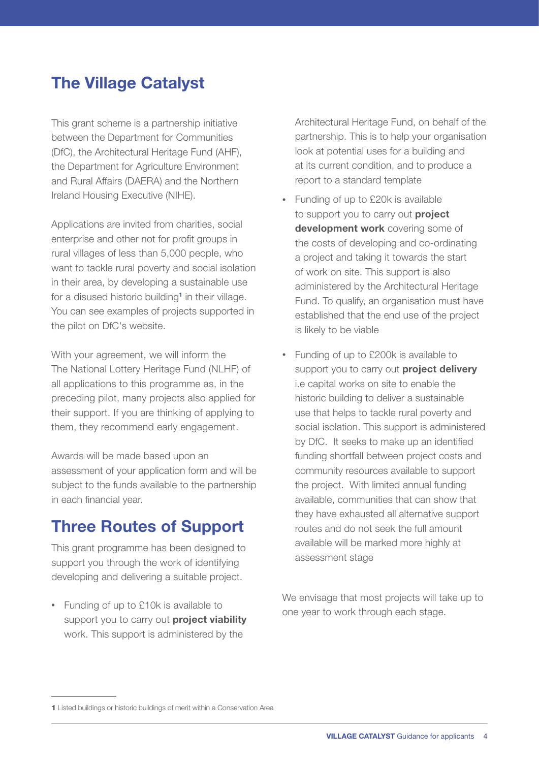# The Village Catalyst

This grant scheme is a partnership initiative between the Department for Communities (DfC), the Architectural Heritage Fund (AHF), the Department for Agriculture Environment and Rural Affairs (DAERA) and the Northern Ireland Housing Executive (NIHE).

Applications are invited from charities, social enterprise and other not for profit groups in rural villages of less than 5,000 people, who want to tackle rural poverty and social isolation in their area, by developing a sustainable use for a disused historic building[1] in their village. You can see examples of projects supported in the pilot on DfC's website.

With your agreement, we will inform the The National Lottery Heritage Fund (NLHF) of all applications to this programme as, in the preceding pilot, many projects also applied for their support. If you are thinking of applying to them, they recommend early engagement.

Awards will be made based upon an assessment of your application form and will be subject to the funds available to the partnership in each financial year.

## Three Routes of Support

This grant programme has been designed to support you through the work of identifying developing and delivering a suitable project.

- Funding of up to £10k is available to support you to carry out **project viability** work. This support is administered by the Architectural Heritage Fund, on behalf of the partnership. This is to help your organisation look at potential uses for a building and at its current condition, and to produce a report to a standard template
- Funding of up to £20k is available to support you to carry out **project development work** covering some of the costs of developing and co-ordinating a project and taking it towards the start of work on site. This support is also administered by the Architectural Heritage Fund. To qualify, an organisation must have established that the end use of the project is likely to be viable
- Funding of up to £200k is available to support you to carry out **project delivery** i.e capital works on site to enable the historic building to deliver a sustainable use that helps to tackle rural poverty and social isolation. This support is administered by DfC. It seeks to make up an identified funding shortfall between project costs and community resources available to support the project. With limited annual funding available, communities that can show that they have exhausted all alternative support routes and do not seek the full amount available will be marked more highly at assessment stage

We envisage that most projects will take up to one year to work through each stage.

---

[1] Listed buildings or historic buildings of merit within a Conservation Area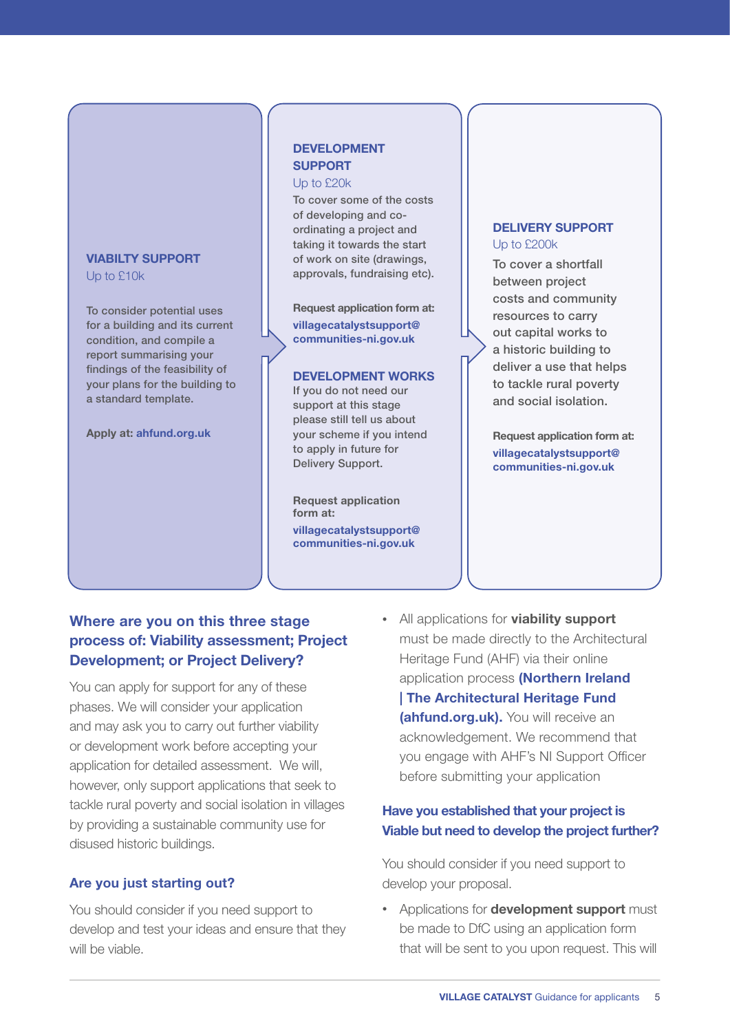**VIABILTY SUPPORT**
Up to £10k

To consider potential uses for a building and its current condition, and compile a report summarising your findings of the feasibility of your plans for the building to a standard template.

**Apply at:** **ahfund.org.uk**

**DEVELOPMENT SUPPORT**
Up to £20k

To cover some of the costs of developing and co-ordinating a project and taking it towards the start of work on site (drawings, approvals, fundraising etc).

**Request application form at:**
**villagecatalystsupport@communities-ni.gov.uk**

**DEVELOPMENT WORKS**
If you do not need our support at this stage please still tell us about your scheme if you intend to apply in future for Delivery Support.

**Request application form at:**
**villagecatalystsupport@communities-ni.gov.uk**

**DELIVERY SUPPORT**
Up to £200k

To cover a shortfall between project costs and community resources to carry out capital works to a historic building to deliver a use that helps to tackle rural poverty and social isolation.

**Request application form at:**
**villagecatalystsupport@communities-ni.gov.uk**

### Where are you on this three stage process of: Viability assessment; Project Development; or Project Delivery?

You can apply for support for any of these phases. We will consider your application and may ask you to carry out further viability or development work before accepting your application for detailed assessment. We will, however, only support applications that seek to tackle rural poverty and social isolation in villages by providing a sustainable community use for disused historic buildings.

### Are you just starting out?

You should consider if you need support to develop and test your ideas and ensure that they will be viable.

- All applications for **viability support** must be made directly to the Architectural Heritage Fund (AHF) via their online application process **(Northern Ireland | The Architectural Heritage Fund (ahfund.org.uk).** You will receive an acknowledgement. We recommend that you engage with AHF's NI Support Officer before submitting your application

### Have you established that your project is Viable but need to develop the project further?

You should consider if you need support to develop your proposal.

- Applications for **development support** must be made to DfC using an application form that will be sent to you upon request. This will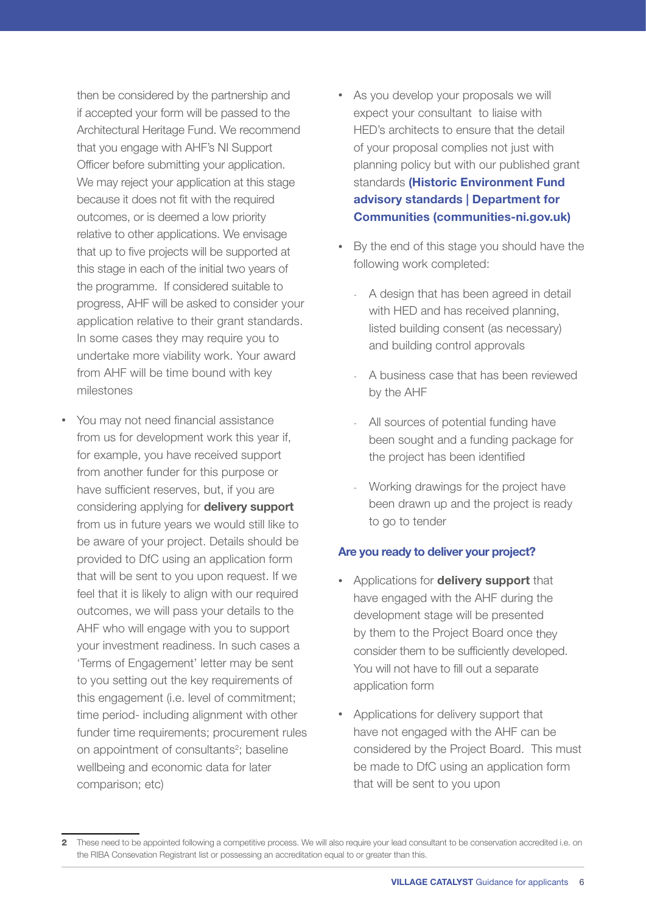then be considered by the partnership and if accepted your form will be passed to the Architectural Heritage Fund. We recommend that you engage with AHF's NI Support Officer before submitting your application. We may reject your application at this stage because it does not fit with the required outcomes, or is deemed a low priority relative to other applications. We envisage that up to five projects will be supported at this stage in each of the initial two years of the programme. If considered suitable to progress, AHF will be asked to consider your application relative to their grant standards. In some cases they may require you to undertake more viability work. Your award from AHF will be time bound with key milestones

- You may not need financial assistance from us for development work this year if, for example, you have received support from another funder for this purpose or have sufficient reserves, but, if you are considering applying for **delivery support** from us in future years we would still like to be aware of your project. Details should be provided to DfC using an application form that will be sent to you upon request. If we feel that it is likely to align with our required outcomes, we will pass your details to the AHF who will engage with you to support your investment readiness. In such cases a 'Terms of Engagement' letter may be sent to you setting out the key requirements of this engagement (i.e. level of commitment; time period- including alignment with other funder time requirements; procurement rules on appointment of consultants[2]; baseline wellbeing and economic data for later comparison; etc)
- As you develop your proposals we will expect your consultant to liaise with HED's architects to ensure that the detail of your proposal complies not just with planning policy but with our published grant standards **(Historic Environment Fund advisory standards | Department for Communities (communities-ni.gov.uk)**
- By the end of this stage you should have the following work completed:
  - A design that has been agreed in detail with HED and has received planning, listed building consent (as necessary) and building control approvals
  - A business case that has been reviewed by the AHF
  - All sources of potential funding have been sought and a funding package for the project has been identified
  - Working drawings for the project have been drawn up and the project is ready to go to tender

### Are you ready to deliver your project?

- Applications for **delivery support** that have engaged with the AHF during the development stage will be presented by them to the Project Board once they consider them to be sufficiently developed. You will not have to fill out a separate application form
- Applications for delivery support that have not engaged with the AHF can be considered by the Project Board. This must be made to DfC using an application form that will be sent to you upon

---

2 These need to be appointed following a competitive process. We will also require your lead consultant to be conservation accredited i.e. on the RIBA Conservation Registrant list or possessing an accreditation equal to or greater than this.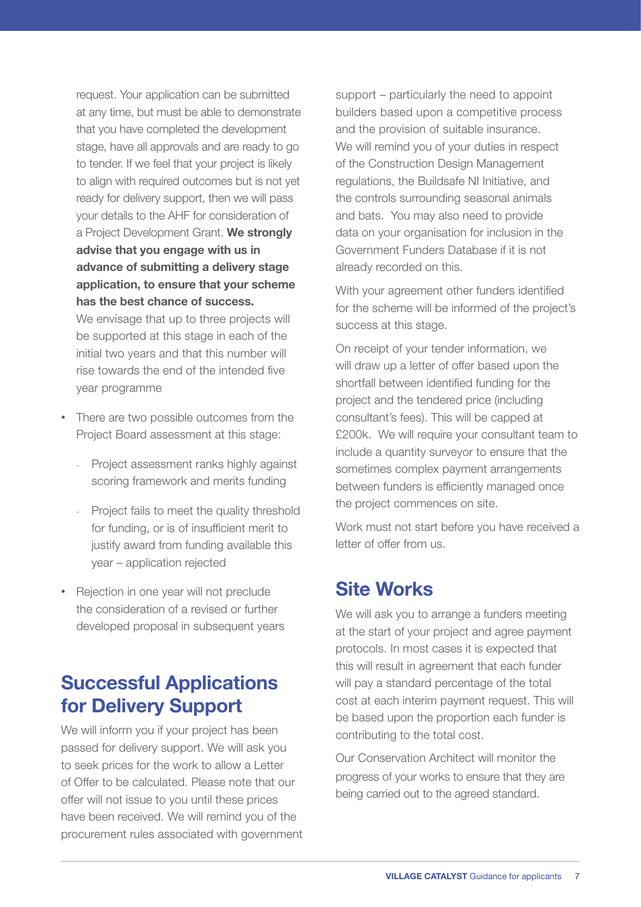request. Your application can be submitted at any time, but must be able to demonstrate that you have completed the development stage, have all approvals and are ready to go to tender. If we feel that your project is likely to align with required outcomes but is not yet ready for delivery support, then we will pass your details to the AHF for consideration of a Project Development Grant. **We strongly advise that you engage with us in advance of submitting a delivery stage application, to ensure that your scheme has the best chance of success.** We envisage that up to three projects will be supported at this stage in each of the initial two years and that this number will rise towards the end of the intended five year programme

- There are two possible outcomes from the Project Board assessment at this stage:
  - Project assessment ranks highly against scoring framework and merits funding
  - Project fails to meet the quality threshold for funding, or is of insufficient merit to justify award from funding available this year – application rejected
- Rejection in one year will not preclude the consideration of a revised or further developed proposal in subsequent years

## Successful Applications for Delivery Support

We will inform you if your project has been passed for delivery support. We will ask you to seek prices for the work to allow a Letter of Offer to be calculated. Please note that our offer will not issue to you until these prices have been received. We will remind you of the procurement rules associated with government support – particularly the need to appoint builders based upon a competitive process and the provision of suitable insurance. We will remind you of your duties in respect of the Construction Design Management regulations, the Buildsafe NI Initiative, and the controls surrounding seasonal animals and bats. You may also need to provide data on your organisation for inclusion in the Government Funders Database if it is not already recorded on this.

With your agreement other funders identified for the scheme will be informed of the project's success at this stage.

On receipt of your tender information, we will draw up a letter of offer based upon the shortfall between identified funding for the project and the tendered price (including consultant's fees). This will be capped at £200k. We will require your consultant team to include a quantity surveyor to ensure that the sometimes complex payment arrangements between funders is efficiently managed once the project commences on site.

Work must not start before you have received a letter of offer from us.

## Site Works

We will ask you to arrange a funders meeting at the start of your project and agree payment protocols. In most cases it is expected that this will result in agreement that each funder will pay a standard percentage of the total cost at each interim payment request. This will be based upon the proportion each funder is contributing to the total cost.

Our Conservation Architect will monitor the progress of your works to ensure that they are being carried out to the agreed standard.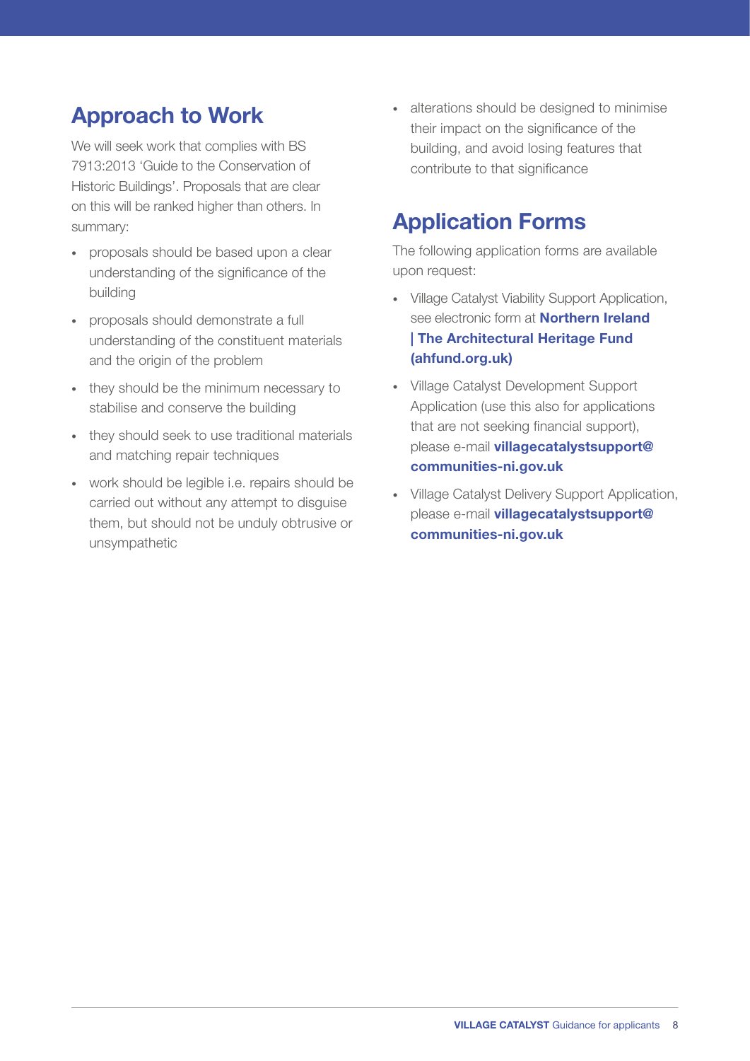## Approach to Work

We will seek work that complies with BS 7913:2013 'Guide to the Conservation of Historic Buildings'. Proposals that are clear on this will be ranked higher than others. In summary:

- proposals should be based upon a clear understanding of the significance of the building
- proposals should demonstrate a full understanding of the constituent materials and the origin of the problem
- they should be the minimum necessary to stabilise and conserve the building
- they should seek to use traditional materials and matching repair techniques
- work should be legible i.e. repairs should be carried out without any attempt to disguise them, but should not be unduly obtrusive or unsympathetic
- alterations should be designed to minimise their impact on the significance of the building, and avoid losing features that contribute to that significance

## Application Forms

The following application forms are available upon request:

- Village Catalyst Viability Support Application, see electronic form at **Northern Ireland | The Architectural Heritage Fund (ahfund.org.uk)**
- Village Catalyst Development Support Application (use this also for applications that are not seeking financial support), please e-mail **villagecatalystsupport@communities-ni.gov.uk**
- Village Catalyst Delivery Support Application, please e-mail **villagecatalystsupport@communities-ni.gov.uk**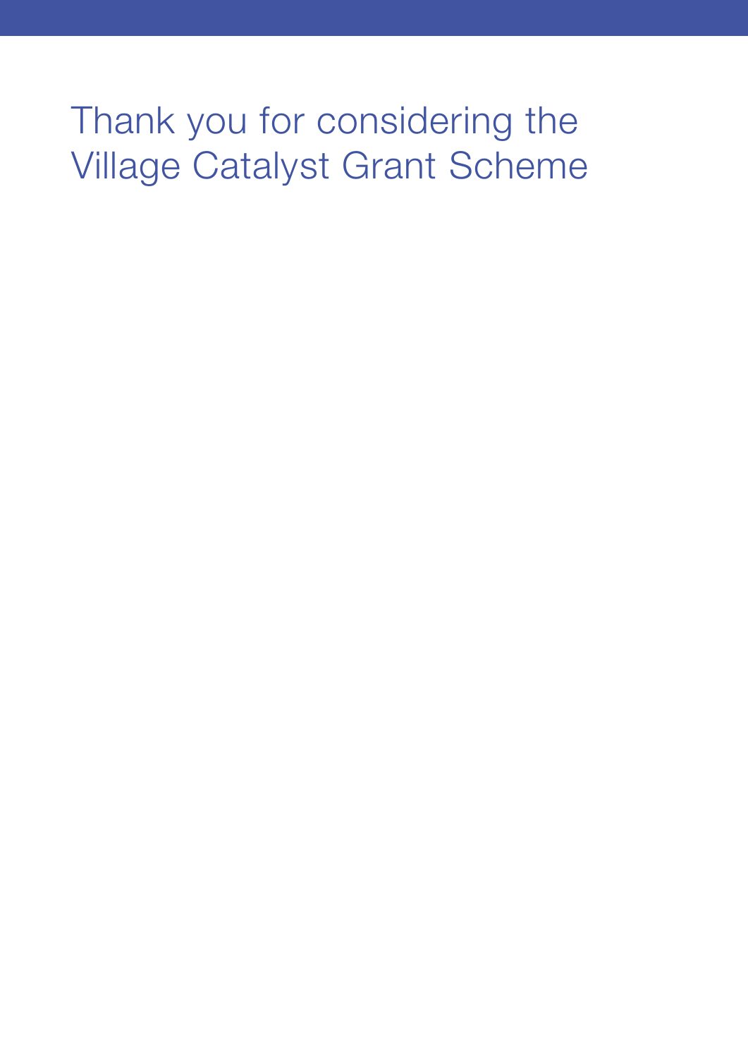# Thank you for considering the Village Catalyst Grant Scheme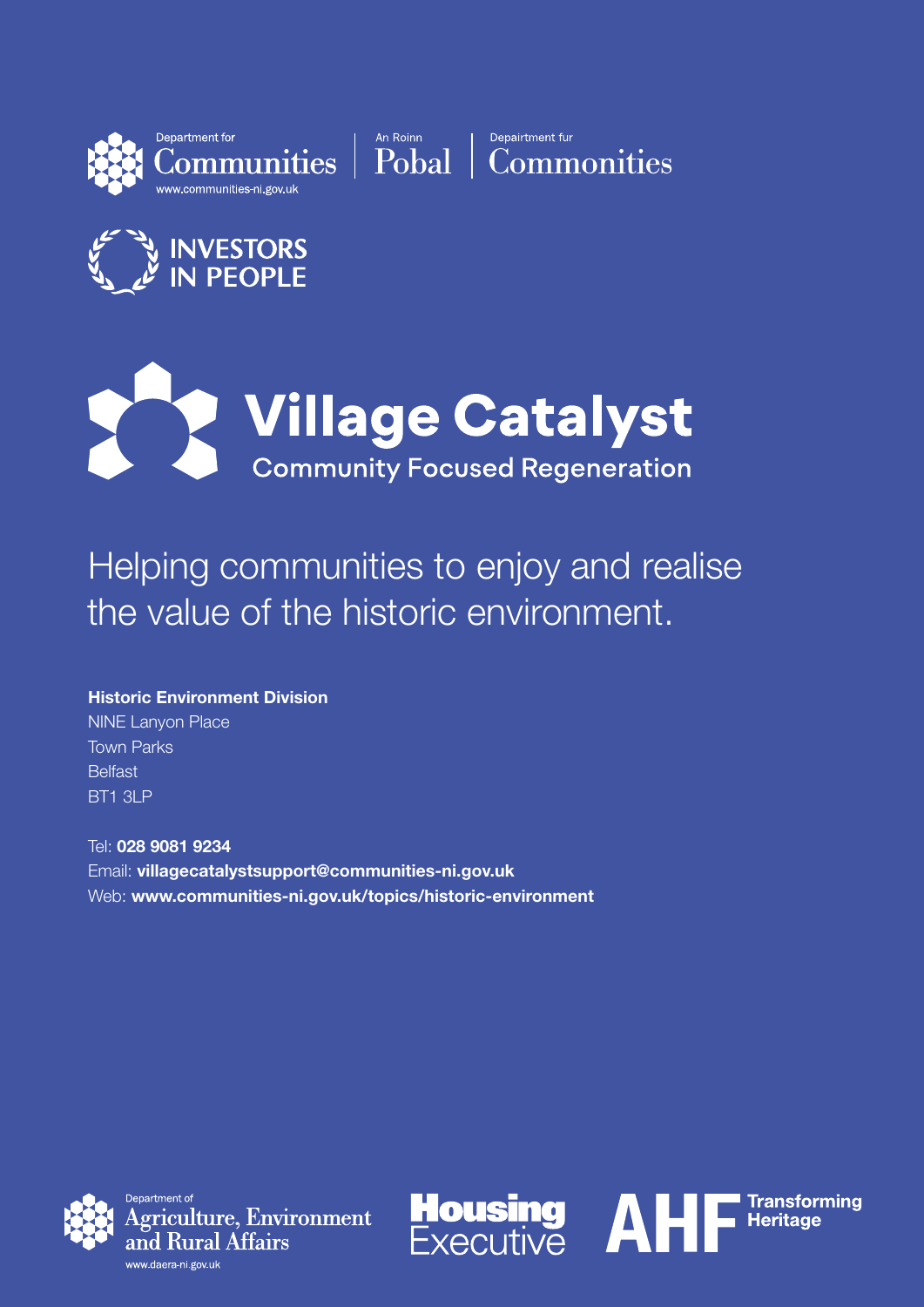Department for Communities
www.communities-ni.gov.uk

An Roinn Pobal

Depairtment fur Commonities

INVESTORS IN PEOPLE

# Village Catalyst

Community Focused Regeneration

## Helping communities to enjoy and realise the value of the historic environment.

**Historic Environment Division**
NINE Lanyon Place
Town Parks
Belfast
BT1 3LP

Tel: **028 9081 9234**
Email: **villagecatalystsupport@communities-ni.gov.uk**
Web: **www.communities-ni.gov.uk/topics/historic-environment**

Department of Agriculture, Environment and Rural Affairs
www.daera-ni.gov.uk

Housing Executive

AHF Transforming Heritage